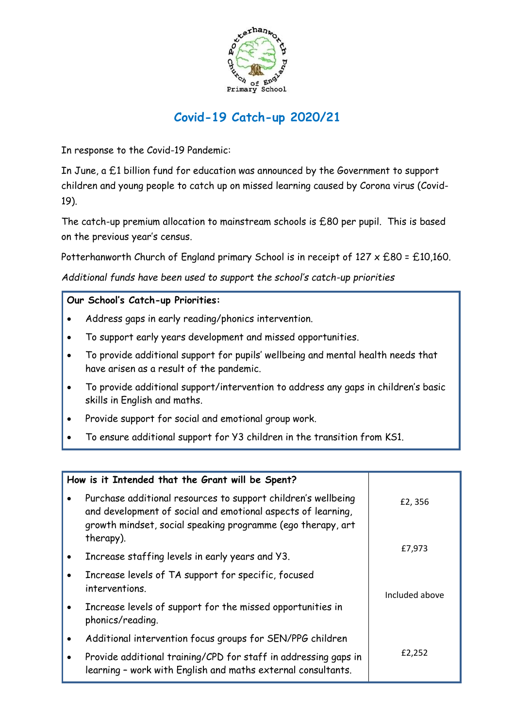# Covid-19 Catch-up 2020/21

In response to the Covid-19 Pandemic:

In June, a £1 billion fund for education was announced by the Government to support children and young people to catch up on missed learning caused by Corona virus (Covid-19).

The catch-up premium allocation to mainstream schools is £80 per pupil. This is based on the previous year's census.

Potterhanworth Church of England primary School is in receipt of 127 x £80 = £10,160.

*Additional funds have been used to support the school's catch-up priorities*

**Our School's Catch-up Priorities:**

- Address gaps in early reading/phonics intervention.
- To support early years development and missed opportunities.
- To provide additional support for pupils' wellbeing and mental health needs that have arisen as a result of the pandemic.
- To provide additional support/intervention to address any gaps in children's basic skills in English and maths.
- Provide support for social and emotional group work.
- To ensure additional support for Y3 children in the transition from KS1.

| How is it Intended that the Grant will be Spent? | |
|---|---|
| • Purchase additional resources to support children's wellbeing and development of social and emotional aspects of learning, growth mindset, social speaking programme (ego therapy, art therapy). | £2, 356 |
| • Increase staffing levels in early years and Y3. | £7,973 |
| • Increase levels of TA support for specific, focused interventions.<br>• Increase levels of support for the missed opportunities in phonics/reading.<br>• Additional intervention focus groups for SEN/PPG children | Included above |
| • Provide additional training/CPD for staff in addressing gaps in learning – work with English and maths external consultants. | £2,252 |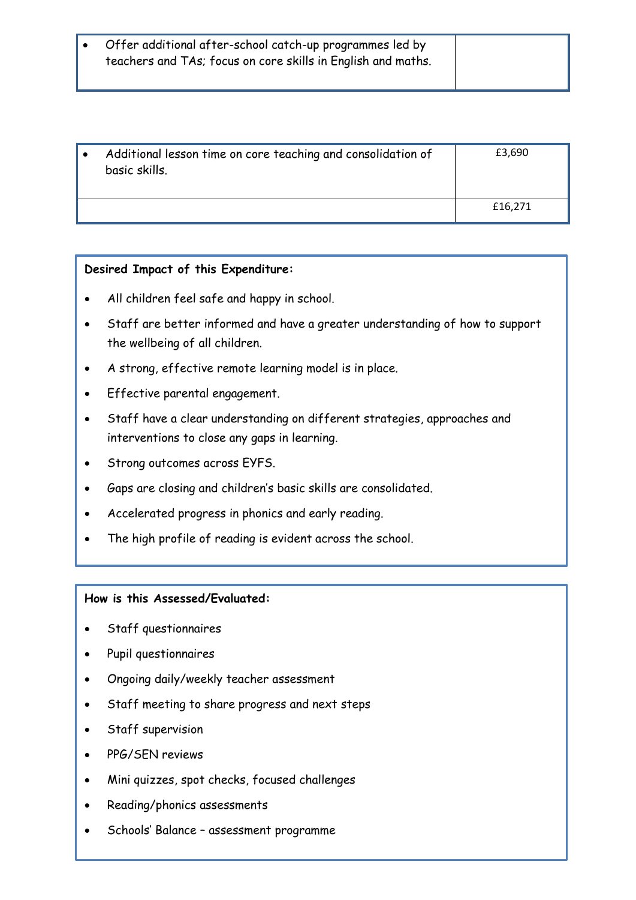| | |
|---|---|
| • Offer additional after-school catch-up programmes led by teachers and TAs; focus on core skills in English and maths. | |

| | |
|---|---|
| • Additional lesson time on core teaching and consolidation of basic skills. | £3,690 |
| | £16,271 |

**Desired Impact of this Expenditure:**

- All children feel safe and happy in school.
- Staff are better informed and have a greater understanding of how to support the wellbeing of all children.
- A strong, effective remote learning model is in place.
- Effective parental engagement.
- Staff have a clear understanding on different strategies, approaches and interventions to close any gaps in learning.
- Strong outcomes across EYFS.
- Gaps are closing and children's basic skills are consolidated.
- Accelerated progress in phonics and early reading.
- The high profile of reading is evident across the school.

**How is this Assessed/Evaluated:**

- Staff questionnaires
- Pupil questionnaires
- Ongoing daily/weekly teacher assessment
- Staff meeting to share progress and next steps
- Staff supervision
- PPG/SEN reviews
- Mini quizzes, spot checks, focused challenges
- Reading/phonics assessments
- Schools' Balance – assessment programme